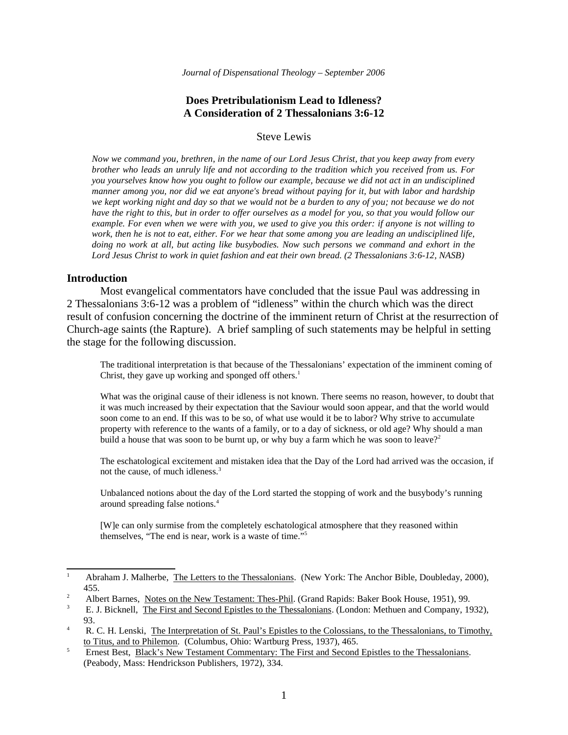*Journal of Dispensational Theology – September 2006*

# Does Pretribulationism Lead to Idleness? A Consideration of 2 Thessalonians 3:6-12

Steve Lewis

> *Now we command you, brethren, in the name of our Lord Jesus Christ, that you keep away from every brother who leads an unruly life and not according to the tradition which you received from us. For you yourselves know how you ought to follow our example, because we did not act in an undisciplined manner among you, nor did we eat anyone's bread without paying for it, but with labor and hardship we kept working night and day so that we would not be a burden to any of you; not because we do not have the right to this, but in order to offer ourselves as a model for you, so that you would follow our example. For even when we were with you, we used to give you this order: if anyone is not willing to work, then he is not to eat, either. For we hear that some among you are leading an undisciplined life, doing no work at all, but acting like busybodies. Now such persons we command and exhort in the Lord Jesus Christ to work in quiet fashion and eat their own bread. (2 Thessalonians 3:6-12, NASB)*

## Introduction

Most evangelical commentators have concluded that the issue Paul was addressing in 2 Thessalonians 3:6-12 was a problem of "idleness" within the church which was the direct result of confusion concerning the doctrine of the imminent return of Christ at the resurrection of Church-age saints (the Rapture). A brief sampling of such statements may be helpful in setting the stage for the following discussion.

> The traditional interpretation is that because of the Thessalonians' expectation of the imminent coming of Christ, they gave up working and sponged off others.[1]

> What was the original cause of their idleness is not known. There seems no reason, however, to doubt that it was much increased by their expectation that the Saviour would soon appear, and that the world would soon come to an end. If this was to be so, of what use would it be to labor? Why strive to accumulate property with reference to the wants of a family, or to a day of sickness, or old age? Why should a man build a house that was soon to be burnt up, or why buy a farm which he was soon to leave?[2]

> The eschatological excitement and mistaken idea that the Day of the Lord had arrived was the occasion, if not the cause, of much idleness.[3]

> Unbalanced notions about the day of the Lord started the stopping of work and the busybody's running around spreading false notions.[4]

> [W]e can only surmise from the completely eschatological atmosphere that they reasoned within themselves, "The end is near, work is a waste of time."[5]

---

[1] Abraham J. Malherbe, The Letters to the Thessalonians. (New York: The Anchor Bible, Doubleday, 2000), 455.

[2] Albert Barnes, Notes on the New Testament: Thes-Phil. (Grand Rapids: Baker Book House, 1951), 99.

[3] E. J. Bicknell, The First and Second Epistles to the Thessalonians. (London: Methuen and Company, 1932), 93.

[4] R. C. H. Lenski, The Interpretation of St. Paul's Epistles to the Colossians, to the Thessalonians, to Timothy, to Titus, and to Philemon. (Columbus, Ohio: Wartburg Press, 1937), 465.

[5] Ernest Best, Black's New Testament Commentary: The First and Second Epistles to the Thessalonians. (Peabody, Mass: Hendrickson Publishers, 1972), 334.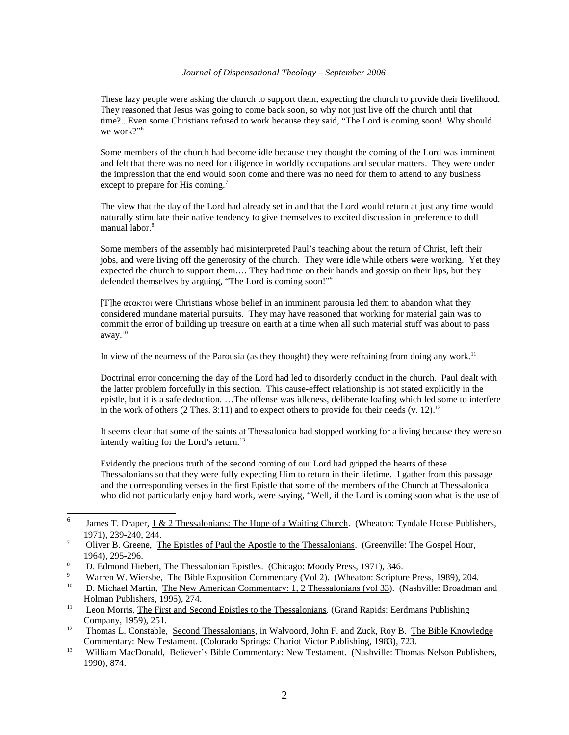> These lazy people were asking the church to support them, expecting the church to provide their livelihood. They reasoned that Jesus was going to come back soon, so why not just live off the church until that time?...Even some Christians refused to work because they said, "The Lord is coming soon! Why should we work?"[6]

> Some members of the church had become idle because they thought the coming of the Lord was imminent and felt that there was no need for diligence in worldly occupations and secular matters. They were under the impression that the end would soon come and there was no need for them to attend to any business except to prepare for His coming.[7]

> The view that the day of the Lord had already set in and that the Lord would return at just any time would naturally stimulate their native tendency to give themselves to excited discussion in preference to dull manual labor.[8]

> Some members of the assembly had misinterpreted Paul's teaching about the return of Christ, left their jobs, and were living off the generosity of the church. They were idle while others were working. Yet they expected the church to support them…. They had time on their hands and gossip on their lips, but they defended themselves by arguing, "The Lord is coming soon!"[9]

> [T]he ατακτοι were Christians whose belief in an imminent parousia led them to abandon what they considered mundane material pursuits. They may have reasoned that working for material gain was to commit the error of building up treasure on earth at a time when all such material stuff was about to pass away.[10]

> In view of the nearness of the Parousia (as they thought) they were refraining from doing any work.[11]

> Doctrinal error concerning the day of the Lord had led to disorderly conduct in the church. Paul dealt with the latter problem forcefully in this section. This cause-effect relationship is not stated explicitly in the epistle, but it is a safe deduction. …The offense was idleness, deliberate loafing which led some to interfere in the work of others (2 Thes. 3:11) and to expect others to provide for their needs (v. 12).[12]

> It seems clear that some of the saints at Thessalonica had stopped working for a living because they were so intently waiting for the Lord's return.[13]

> Evidently the precious truth of the second coming of our Lord had gripped the hearts of these Thessalonians so that they were fully expecting Him to return in their lifetime. I gather from this passage and the corresponding verses in the first Epistle that some of the members of the Church at Thessalonica who did not particularly enjoy hard work, were saying, "Well, if the Lord is coming soon what is the use of

---

[6] James T. Draper, 1 & 2 Thessalonians: The Hope of a Waiting Church. (Wheaton: Tyndale House Publishers, 1971), 239-240, 244.

[7] Oliver B. Greene, The Epistles of Paul the Apostle to the Thessalonians. (Greenville: The Gospel Hour, 1964), 295-296.

[8] D. Edmond Hiebert, The Thessalonian Epistles. (Chicago: Moody Press, 1971), 346.

[9] Warren W. Wiersbe, The Bible Exposition Commentary (Vol 2). (Wheaton: Scripture Press, 1989), 204.

[10] D. Michael Martin, The New American Commentary: 1, 2 Thessalonians (vol 33). (Nashville: Broadman and Holman Publishers, 1995), 274.

[11] Leon Morris, The First and Second Epistles to the Thessalonians. (Grand Rapids: Eerdmans Publishing Company, 1959), 251.

[12] Thomas L. Constable, Second Thessalonians, in Walvoord, John F. and Zuck, Roy B. The Bible Knowledge Commentary: New Testament. (Colorado Springs: Chariot Victor Publishing, 1983), 723.

[13] William MacDonald, Believer's Bible Commentary: New Testament. (Nashville: Thomas Nelson Publishers, 1990), 874.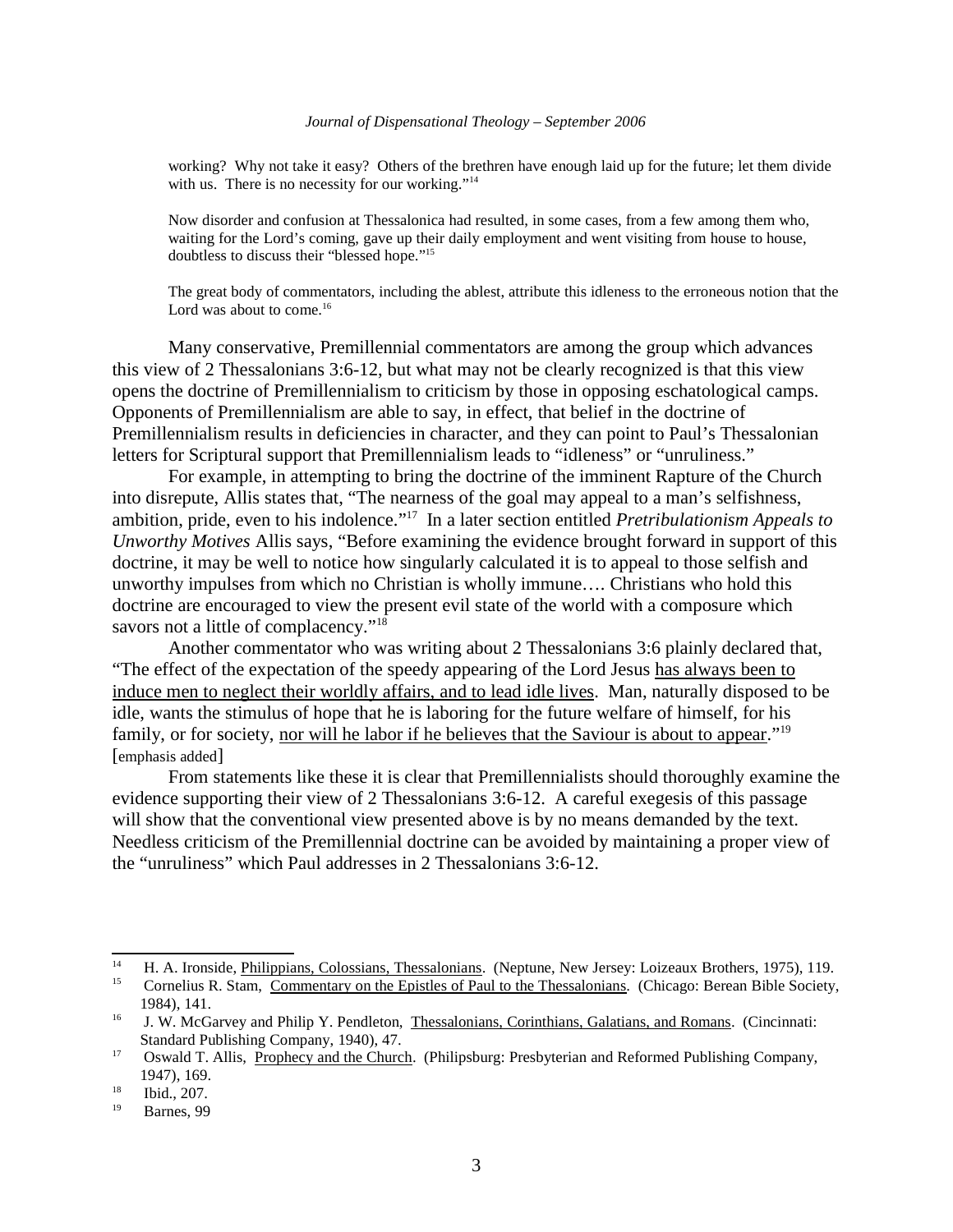> working? Why not take it easy? Others of the brethren have enough laid up for the future; let them divide with us. There is no necessity for our working."[14]

> Now disorder and confusion at Thessalonica had resulted, in some cases, from a few among them who, waiting for the Lord's coming, gave up their daily employment and went visiting from house to house, doubtless to discuss their "blessed hope."[15]

> The great body of commentators, including the ablest, attribute this idleness to the erroneous notion that the Lord was about to come.[16]

Many conservative, Premillennial commentators are among the group which advances this view of 2 Thessalonians 3:6-12, but what may not be clearly recognized is that this view opens the doctrine of Premillennialism to criticism by those in opposing eschatological camps. Opponents of Premillennialism are able to say, in effect, that belief in the doctrine of Premillennialism results in deficiencies in character, and they can point to Paul's Thessalonian letters for Scriptural support that Premillennialism leads to "idleness" or "unruliness."

For example, in attempting to bring the doctrine of the imminent Rapture of the Church into disrepute, Allis states that, "The nearness of the goal may appeal to a man's selfishness, ambition, pride, even to his indolence."[17] In a later section entitled *Pretribulationism Appeals to Unworthy Motives* Allis says, "Before examining the evidence brought forward in support of this doctrine, it may be well to notice how singularly calculated it is to appeal to those selfish and unworthy impulses from which no Christian is wholly immune…. Christians who hold this doctrine are encouraged to view the present evil state of the world with a composure which savors not a little of complacency."[18]

Another commentator who was writing about 2 Thessalonians 3:6 plainly declared that, "The effect of the expectation of the speedy appearing of the Lord Jesus <u>has always been to induce men to neglect their worldly affairs, and to lead idle lives</u>. Man, naturally disposed to be idle, wants the stimulus of hope that he is laboring for the future welfare of himself, for his family, or for society, <u>nor will he labor if he believes that the Saviour is about to appear</u>."[19] [emphasis added]

From statements like these it is clear that Premillennialists should thoroughly examine the evidence supporting their view of 2 Thessalonians 3:6-12. A careful exegesis of this passage will show that the conventional view presented above is by no means demanded by the text. Needless criticism of the Premillennial doctrine can be avoided by maintaining a proper view of the "unruliness" which Paul addresses in 2 Thessalonians 3:6-12.

---

[14] H. A. Ironside, <u>Philippians, Colossians, Thessalonians</u>. (Neptune, New Jersey: Loizeaux Brothers, 1975), 119.

[15] Cornelius R. Stam, <u>Commentary on the Epistles of Paul to the Thessalonians</u>. (Chicago: Berean Bible Society, 1984), 141.

[16] J. W. McGarvey and Philip Y. Pendleton, <u>Thessalonians, Corinthians, Galatians, and Romans</u>. (Cincinnati: Standard Publishing Company, 1940), 47.

[17] Oswald T. Allis, <u>Prophecy and the Church</u>. (Philipsburg: Presbyterian and Reformed Publishing Company, 1947), 169.

[18] Ibid., 207.

[19] Barnes, 99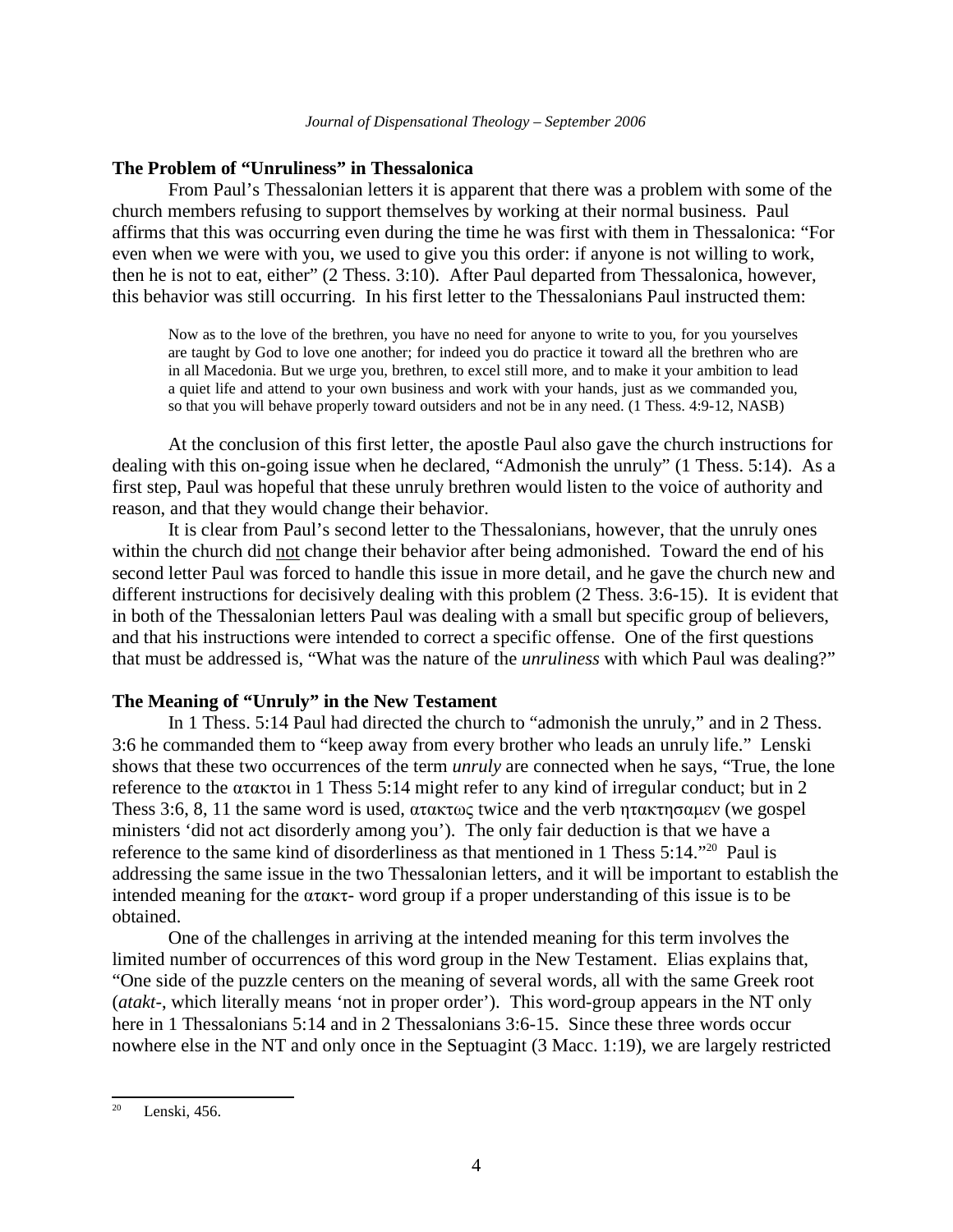## The Problem of "Unruliness" in Thessalonica

From Paul's Thessalonian letters it is apparent that there was a problem with some of the church members refusing to support themselves by working at their normal business. Paul affirms that this was occurring even during the time he was first with them in Thessalonica: "For even when we were with you, we used to give you this order: if anyone is not willing to work, then he is not to eat, either" (2 Thess. 3:10). After Paul departed from Thessalonica, however, this behavior was still occurring. In his first letter to the Thessalonians Paul instructed them:

> Now as to the love of the brethren, you have no need for anyone to write to you, for you yourselves are taught by God to love one another; for indeed you do practice it toward all the brethren who are in all Macedonia. But we urge you, brethren, to excel still more, and to make it your ambition to lead a quiet life and attend to your own business and work with your hands, just as we commanded you, so that you will behave properly toward outsiders and not be in any need. (1 Thess. 4:9-12, NASB)

At the conclusion of this first letter, the apostle Paul also gave the church instructions for dealing with this on-going issue when he declared, "Admonish the unruly" (1 Thess. 5:14). As a first step, Paul was hopeful that these unruly brethren would listen to the voice of authority and reason, and that they would change their behavior.

It is clear from Paul's second letter to the Thessalonians, however, that the unruly ones within the church did <u>not</u> change their behavior after being admonished. Toward the end of his second letter Paul was forced to handle this issue in more detail, and he gave the church new and different instructions for decisively dealing with this problem (2 Thess. 3:6-15). It is evident that in both of the Thessalonian letters Paul was dealing with a small but specific group of believers, and that his instructions were intended to correct a specific offense. One of the first questions that must be addressed is, "What was the nature of the *unruliness* with which Paul was dealing?"

## The Meaning of "Unruly" in the New Testament

In 1 Thess. 5:14 Paul had directed the church to "admonish the unruly," and in 2 Thess. 3:6 he commanded them to "keep away from every brother who leads an unruly life." Lenski shows that these two occurrences of the term *unruly* are connected when he says, "True, the lone reference to the ατακτοι in 1 Thess 5:14 might refer to any kind of irregular conduct; but in 2 Thess 3:6, 8, 11 the same word is used, ατακτως twice and the verb ητακτησαμεν (we gospel ministers 'did not act disorderly among you'). The only fair deduction is that we have a reference to the same kind of disorderliness as that mentioned in 1 Thess 5:14."[20] Paul is addressing the same issue in the two Thessalonian letters, and it will be important to establish the intended meaning for the ατακτ- word group if a proper understanding of this issue is to be obtained.

One of the challenges in arriving at the intended meaning for this term involves the limited number of occurrences of this word group in the New Testament. Elias explains that, "One side of the puzzle centers on the meaning of several words, all with the same Greek root (*atakt*-, which literally means 'not in proper order'). This word-group appears in the NT only here in 1 Thessalonians 5:14 and in 2 Thessalonians 3:6-15. Since these three words occur nowhere else in the NT and only once in the Septuagint (3 Macc. 1:19), we are largely restricted

---

[20] Lenski, 456.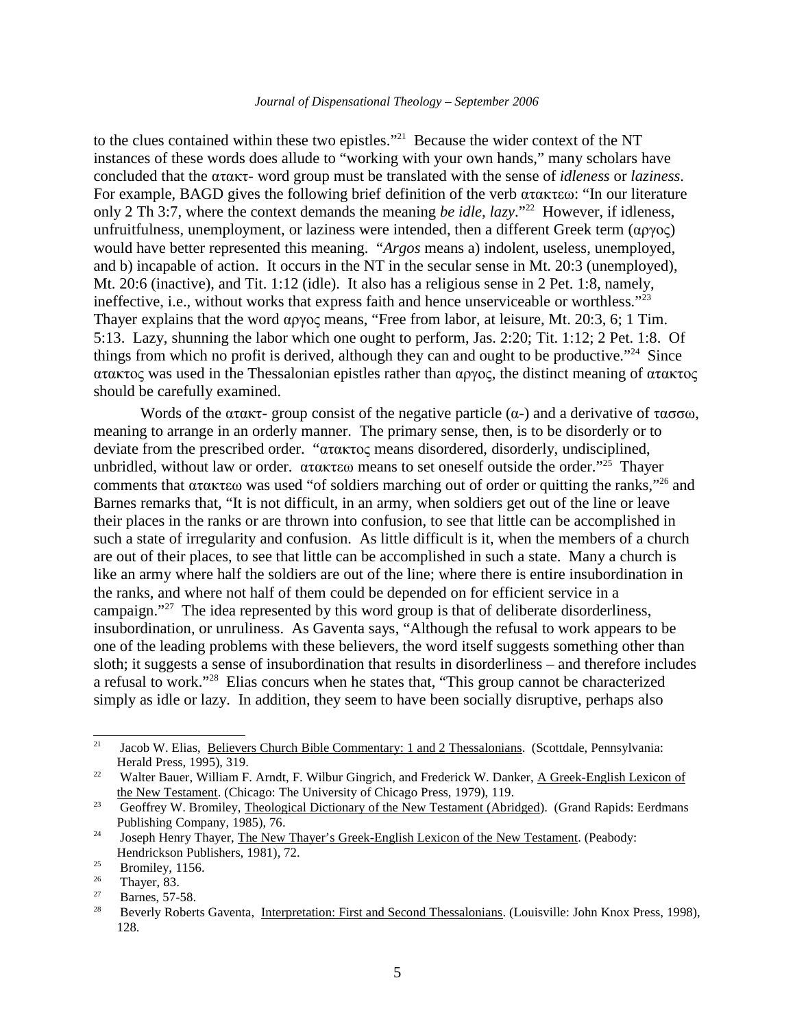to the clues contained within these two epistles."[21] Because the wider context of the NT instances of these words does allude to "working with your own hands," many scholars have concluded that the ατακτ- word group must be translated with the sense of *idleness* or *laziness*. For example, BAGD gives the following brief definition of the verb ατακτεω: "In our literature only 2 Th 3:7, where the context demands the meaning *be idle, lazy*."[22] However, if idleness, unfruitfulness, unemployment, or laziness were intended, then a different Greek term (αργος) would have better represented this meaning. "*Argos* means a) indolent, useless, unemployed, and b) incapable of action. It occurs in the NT in the secular sense in Mt. 20:3 (unemployed), Mt. 20:6 (inactive), and Tit. 1:12 (idle). It also has a religious sense in 2 Pet. 1:8, namely, ineffective, i.e., without works that express faith and hence unserviceable or worthless."[23] Thayer explains that the word αργος means, "Free from labor, at leisure, Mt. 20:3, 6; 1 Tim. 5:13. Lazy, shunning the labor which one ought to perform, Jas. 2:20; Tit. 1:12; 2 Pet. 1:8. Of things from which no profit is derived, although they can and ought to be productive."[24] Since ατακτος was used in the Thessalonian epistles rather than αργος, the distinct meaning of ατακτος should be carefully examined.

Words of the ατακτ- group consist of the negative particle (α-) and a derivative of τασσω, meaning to arrange in an orderly manner. The primary sense, then, is to be disorderly or to deviate from the prescribed order. "ατακτος means disordered, disorderly, undisciplined, unbridled, without law or order. ατακτεω means to set oneself outside the order."[25] Thayer comments that ατακτεω was used "of soldiers marching out of order or quitting the ranks,"[26] and Barnes remarks that, "It is not difficult, in an army, when soldiers get out of the line or leave their places in the ranks or are thrown into confusion, to see that little can be accomplished in such a state of irregularity and confusion. As little difficult is it, when the members of a church are out of their places, to see that little can be accomplished in such a state. Many a church is like an army where half the soldiers are out of the line; where there is entire insubordination in the ranks, and where not half of them could be depended on for efficient service in a campaign."[27] The idea represented by this word group is that of deliberate disorderliness, insubordination, or unruliness. As Gaventa says, "Although the refusal to work appears to be one of the leading problems with these believers, the word itself suggests something other than sloth; it suggests a sense of insubordination that results in disorderliness – and therefore includes a refusal to work."[28] Elias concurs when he states that, "This group cannot be characterized simply as idle or lazy. In addition, they seem to have been socially disruptive, perhaps also

---

[21] Jacob W. Elias, Believers Church Bible Commentary: 1 and 2 Thessalonians. (Scottdale, Pennsylvania: Herald Press, 1995), 319.

[22] Walter Bauer, William F. Arndt, F. Wilbur Gingrich, and Frederick W. Danker, A Greek-English Lexicon of the New Testament. (Chicago: The University of Chicago Press, 1979), 119.

[23] Geoffrey W. Bromiley, Theological Dictionary of the New Testament (Abridged). (Grand Rapids: Eerdmans Publishing Company, 1985), 76.

[24] Joseph Henry Thayer, The New Thayer's Greek-English Lexicon of the New Testament. (Peabody: Hendrickson Publishers, 1981), 72.

[25] Bromiley, 1156.

[26] Thayer, 83.

[27] Barnes, 57-58.

[28] Beverly Roberts Gaventa, Interpretation: First and Second Thessalonians. (Louisville: John Knox Press, 1998), 128.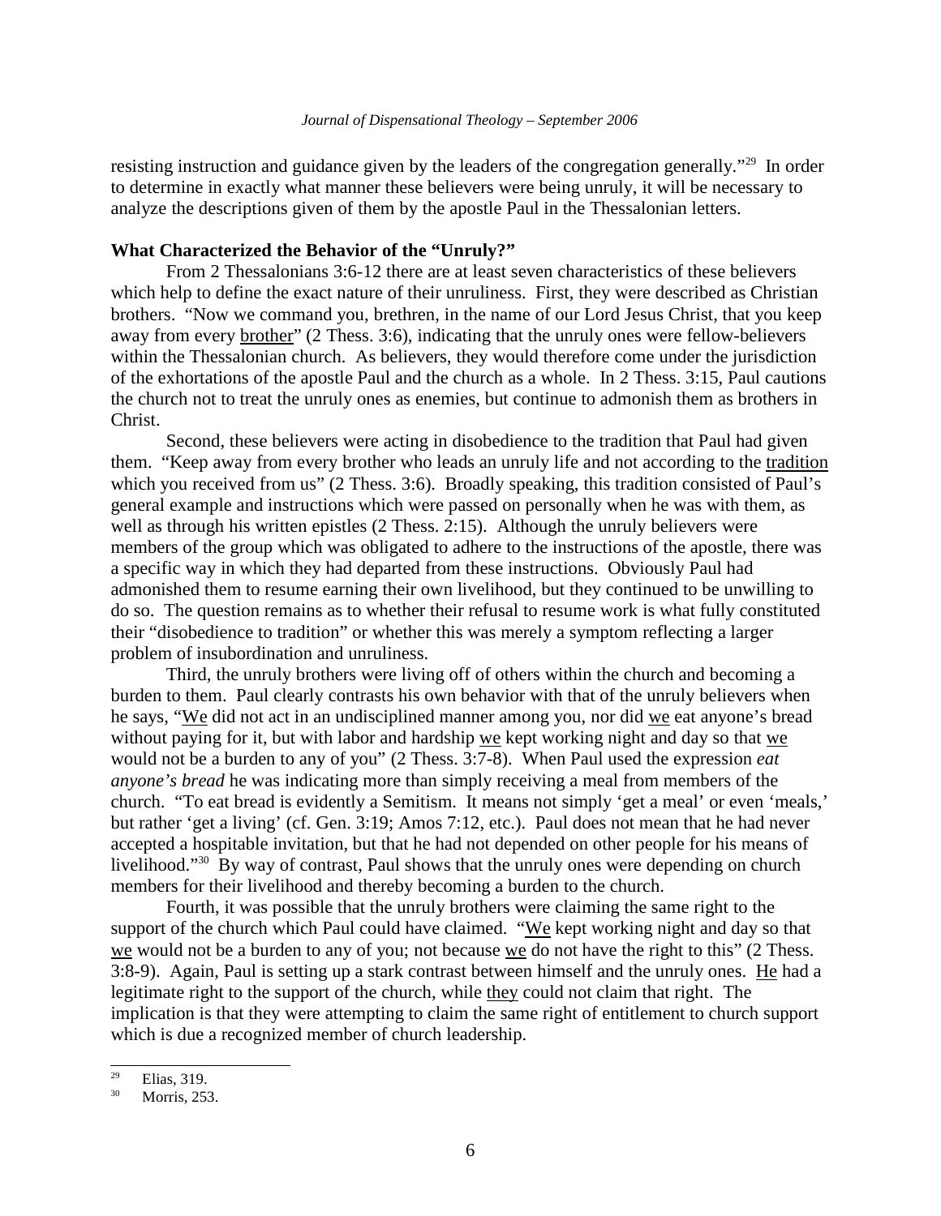resisting instruction and guidance given by the leaders of the congregation generally."[29] In order to determine in exactly what manner these believers were being unruly, it will be necessary to analyze the descriptions given of them by the apostle Paul in the Thessalonian letters.

**What Characterized the Behavior of the "Unruly?"**

From 2 Thessalonians 3:6-12 there are at least seven characteristics of these believers which help to define the exact nature of their unruliness. First, they were described as Christian brothers. "Now we command you, brethren, in the name of our Lord Jesus Christ, that you keep away from every brother" (2 Thess. 3:6), indicating that the unruly ones were fellow-believers within the Thessalonian church. As believers, they would therefore come under the jurisdiction of the exhortations of the apostle Paul and the church as a whole. In 2 Thess. 3:15, Paul cautions the church not to treat the unruly ones as enemies, but continue to admonish them as brothers in Christ.

Second, these believers were acting in disobedience to the tradition that Paul had given them. "Keep away from every brother who leads an unruly life and not according to the tradition which you received from us" (2 Thess. 3:6). Broadly speaking, this tradition consisted of Paul's general example and instructions which were passed on personally when he was with them, as well as through his written epistles (2 Thess. 2:15). Although the unruly believers were members of the group which was obligated to adhere to the instructions of the apostle, there was a specific way in which they had departed from these instructions. Obviously Paul had admonished them to resume earning their own livelihood, but they continued to be unwilling to do so. The question remains as to whether their refusal to resume work is what fully constituted their "disobedience to tradition" or whether this was merely a symptom reflecting a larger problem of insubordination and unruliness.

Third, the unruly brothers were living off of others within the church and becoming a burden to them. Paul clearly contrasts his own behavior with that of the unruly believers when he says, "We did not act in an undisciplined manner among you, nor did we eat anyone's bread without paying for it, but with labor and hardship we kept working night and day so that we would not be a burden to any of you" (2 Thess. 3:7-8). When Paul used the expression *eat anyone's bread* he was indicating more than simply receiving a meal from members of the church. "To eat bread is evidently a Semitism. It means not simply 'get a meal' or even 'meals,' but rather 'get a living' (cf. Gen. 3:19; Amos 7:12, etc.). Paul does not mean that he had never accepted a hospitable invitation, but that he had not depended on other people for his means of livelihood."[30] By way of contrast, Paul shows that the unruly ones were depending on church members for their livelihood and thereby becoming a burden to the church.

Fourth, it was possible that the unruly brothers were claiming the same right to the support of the church which Paul could have claimed. "We kept working night and day so that we would not be a burden to any of you; not because we do not have the right to this" (2 Thess. 3:8-9). Again, Paul is setting up a stark contrast between himself and the unruly ones. He had a legitimate right to the support of the church, while they could not claim that right. The implication is that they were attempting to claim the same right of entitlement to church support which is due a recognized member of church leadership.

---

[29] Elias, 319.

[30] Morris, 253.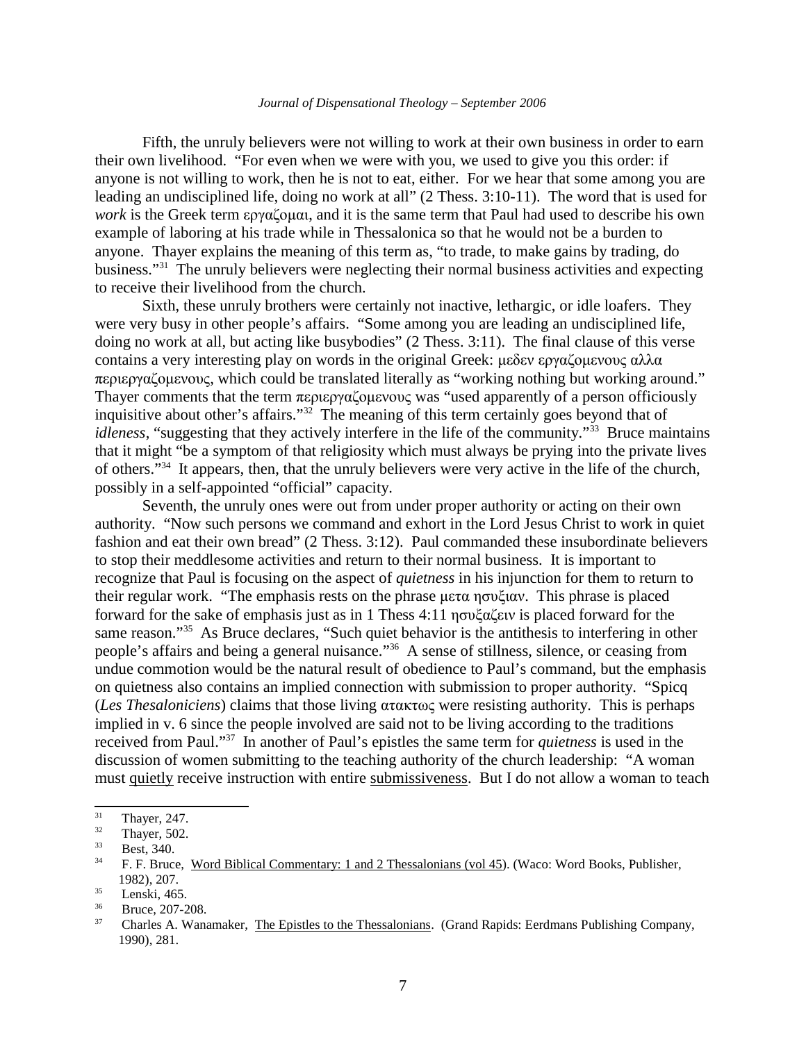Fifth, the unruly believers were not willing to work at their own business in order to earn their own livelihood. "For even when we were with you, we used to give you this order: if anyone is not willing to work, then he is not to eat, either. For we hear that some among you are leading an undisciplined life, doing no work at all" (2 Thess. 3:10-11). The word that is used for *work* is the Greek term εργαζομαι, and it is the same term that Paul had used to describe his own example of laboring at his trade while in Thessalonica so that he would not be a burden to anyone. Thayer explains the meaning of this term as, "to trade, to make gains by trading, do business."[31] The unruly believers were neglecting their normal business activities and expecting to receive their livelihood from the church.

Sixth, these unruly brothers were certainly not inactive, lethargic, or idle loafers. They were very busy in other people's affairs. "Some among you are leading an undisciplined life, doing no work at all, but acting like busybodies" (2 Thess. 3:11). The final clause of this verse contains a very interesting play on words in the original Greek: μεδεν εργαζομενους αλλα περιεργαζομενους, which could be translated literally as "working nothing but working around." Thayer comments that the term περιεργαζομενους was "used apparently of a person officiously inquisitive about other's affairs."[32] The meaning of this term certainly goes beyond that of *idleness*, "suggesting that they actively interfere in the life of the community."[33] Bruce maintains that it might "be a symptom of that religiosity which must always be prying into the private lives of others."[34] It appears, then, that the unruly believers were very active in the life of the church, possibly in a self-appointed "official" capacity.

Seventh, the unruly ones were out from under proper authority or acting on their own authority. "Now such persons we command and exhort in the Lord Jesus Christ to work in quiet fashion and eat their own bread" (2 Thess. 3:12). Paul commanded these insubordinate believers to stop their meddlesome activities and return to their normal business. It is important to recognize that Paul is focusing on the aspect of *quietness* in his injunction for them to return to their regular work. "The emphasis rests on the phrase μετα ησυξιαν. This phrase is placed forward for the sake of emphasis just as in 1 Thess 4:11 ησυξαζειν is placed forward for the same reason."[35] As Bruce declares, "Such quiet behavior is the antithesis to interfering in other people's affairs and being a general nuisance."[36] A sense of stillness, silence, or ceasing from undue commotion would be the natural result of obedience to Paul's command, but the emphasis on quietness also contains an implied connection with submission to proper authority. "Spicq (*Les Thesaloniciens*) claims that those living ατακτως were resisting authority. This is perhaps implied in v. 6 since the people involved are said not to be living according to the traditions received from Paul."[37] In another of Paul's epistles the same term for *quietness* is used in the discussion of women submitting to the teaching authority of the church leadership: "A woman must <u>quietly</u> receive instruction with entire <u>submissiveness</u>. But I do not allow a woman to teach

---

[31] Thayer, 247.
[32] Thayer, 502.
[33] Best, 340.
[34] F. F. Bruce, <u>Word Biblical Commentary: 1 and 2 Thessalonians (vol 45)</u>. (Waco: Word Books, Publisher, 1982), 207.
[35] Lenski, 465.
[36] Bruce, 207-208.
[37] Charles A. Wanamaker, <u>The Epistles to the Thessalonians</u>. (Grand Rapids: Eerdmans Publishing Company, 1990), 281.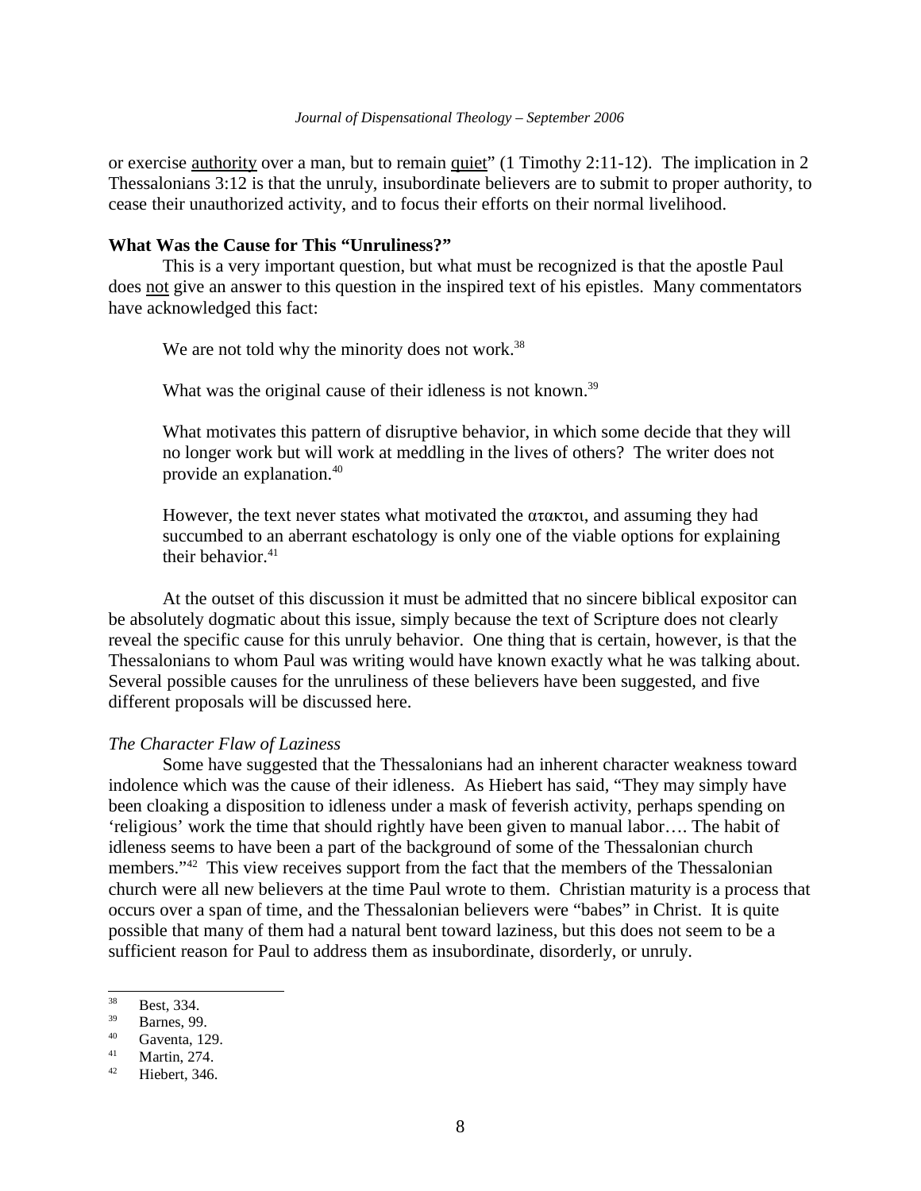or exercise <u>authority</u> over a man, but to remain <u>quiet</u>" (1 Timothy 2:11-12). The implication in 2 Thessalonians 3:12 is that the unruly, insubordinate believers are to submit to proper authority, to cease their unauthorized activity, and to focus their efforts on their normal livelihood.

**What Was the Cause for This "Unruliness?"**

This is a very important question, but what must be recognized is that the apostle Paul does <u>not</u> give an answer to this question in the inspired text of his epistles. Many commentators have acknowledged this fact:

> We are not told why the minority does not work.[38]
>
> What was the original cause of their idleness is not known.[39]
>
> What motivates this pattern of disruptive behavior, in which some decide that they will no longer work but will work at meddling in the lives of others? The writer does not provide an explanation.[40]
>
> However, the text never states what motivated the ατακτοι, and assuming they had succumbed to an aberrant eschatology is only one of the viable options for explaining their behavior.[41]

At the outset of this discussion it must be admitted that no sincere biblical expositor can be absolutely dogmatic about this issue, simply because the text of Scripture does not clearly reveal the specific cause for this unruly behavior. One thing that is certain, however, is that the Thessalonians to whom Paul was writing would have known exactly what he was talking about. Several possible causes for the unruliness of these believers have been suggested, and five different proposals will be discussed here.

*The Character Flaw of Laziness*

Some have suggested that the Thessalonians had an inherent character weakness toward indolence which was the cause of their idleness. As Hiebert has said, "They may simply have been cloaking a disposition to idleness under a mask of feverish activity, perhaps spending on 'religious' work the time that should rightly have been given to manual labor…. The habit of idleness seems to have been a part of the background of some of the Thessalonian church members."[42] This view receives support from the fact that the members of the Thessalonian church were all new believers at the time Paul wrote to them. Christian maturity is a process that occurs over a span of time, and the Thessalonian believers were "babes" in Christ. It is quite possible that many of them had a natural bent toward laziness, but this does not seem to be a sufficient reason for Paul to address them as insubordinate, disorderly, or unruly.

---

[38] Best, 334.
[39] Barnes, 99.
[40] Gaventa, 129.
[41] Martin, 274.
[42] Hiebert, 346.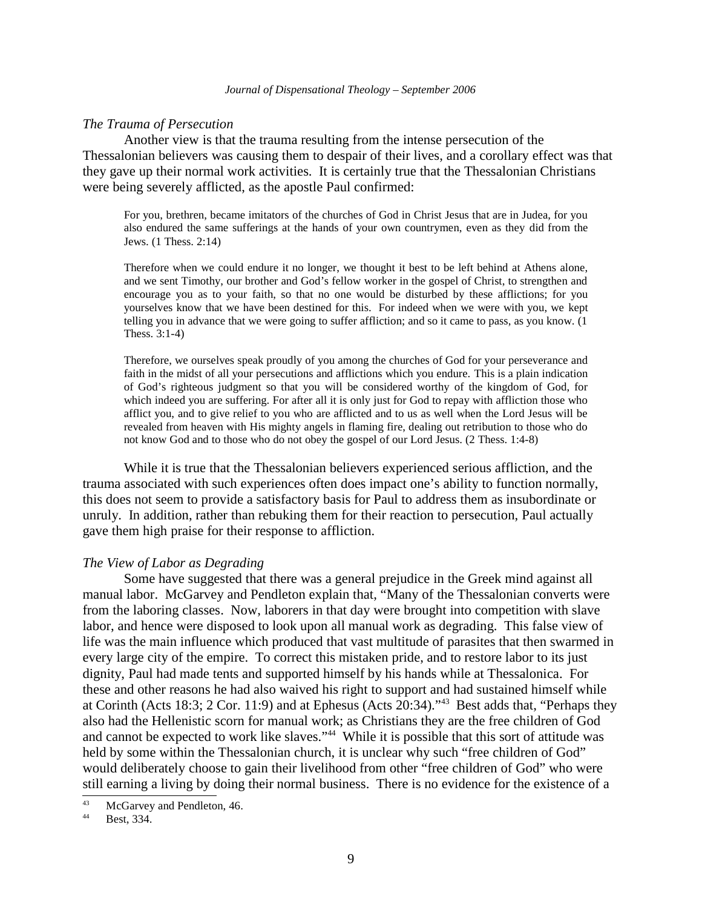*The Trauma of Persecution*

Another view is that the trauma resulting from the intense persecution of the Thessalonian believers was causing them to despair of their lives, and a corollary effect was that they gave up their normal work activities. It is certainly true that the Thessalonian Christians were being severely afflicted, as the apostle Paul confirmed:

> For you, brethren, became imitators of the churches of God in Christ Jesus that are in Judea, for you also endured the same sufferings at the hands of your own countrymen, even as they did from the Jews. (1 Thess. 2:14)

> Therefore when we could endure it no longer, we thought it best to be left behind at Athens alone, and we sent Timothy, our brother and God's fellow worker in the gospel of Christ, to strengthen and encourage you as to your faith, so that no one would be disturbed by these afflictions; for you yourselves know that we have been destined for this. For indeed when we were with you, we kept telling you in advance that we were going to suffer affliction; and so it came to pass, as you know. (1 Thess. 3:1-4)

> Therefore, we ourselves speak proudly of you among the churches of God for your perseverance and faith in the midst of all your persecutions and afflictions which you endure. This is a plain indication of God's righteous judgment so that you will be considered worthy of the kingdom of God, for which indeed you are suffering. For after all it is only just for God to repay with affliction those who afflict you, and to give relief to you who are afflicted and to us as well when the Lord Jesus will be revealed from heaven with His mighty angels in flaming fire, dealing out retribution to those who do not know God and to those who do not obey the gospel of our Lord Jesus. (2 Thess. 1:4-8)

While it is true that the Thessalonian believers experienced serious affliction, and the trauma associated with such experiences often does impact one's ability to function normally, this does not seem to provide a satisfactory basis for Paul to address them as insubordinate or unruly. In addition, rather than rebuking them for their reaction to persecution, Paul actually gave them high praise for their response to affliction.

*The View of Labor as Degrading*

Some have suggested that there was a general prejudice in the Greek mind against all manual labor. McGarvey and Pendleton explain that, "Many of the Thessalonian converts were from the laboring classes. Now, laborers in that day were brought into competition with slave labor, and hence were disposed to look upon all manual work as degrading. This false view of life was the main influence which produced that vast multitude of parasites that then swarmed in every large city of the empire. To correct this mistaken pride, and to restore labor to its just dignity, Paul had made tents and supported himself by his hands while at Thessalonica. For these and other reasons he had also waived his right to support and had sustained himself while at Corinth (Acts 18:3; 2 Cor. 11:9) and at Ephesus (Acts 20:34)."[43] Best adds that, "Perhaps they also had the Hellenistic scorn for manual work; as Christians they are the free children of God and cannot be expected to work like slaves."[44] While it is possible that this sort of attitude was held by some within the Thessalonian church, it is unclear why such "free children of God" would deliberately choose to gain their livelihood from other "free children of God" who were still earning a living by doing their normal business. There is no evidence for the existence of a

[43] McGarvey and Pendleton, 46.

[44] Best, 334.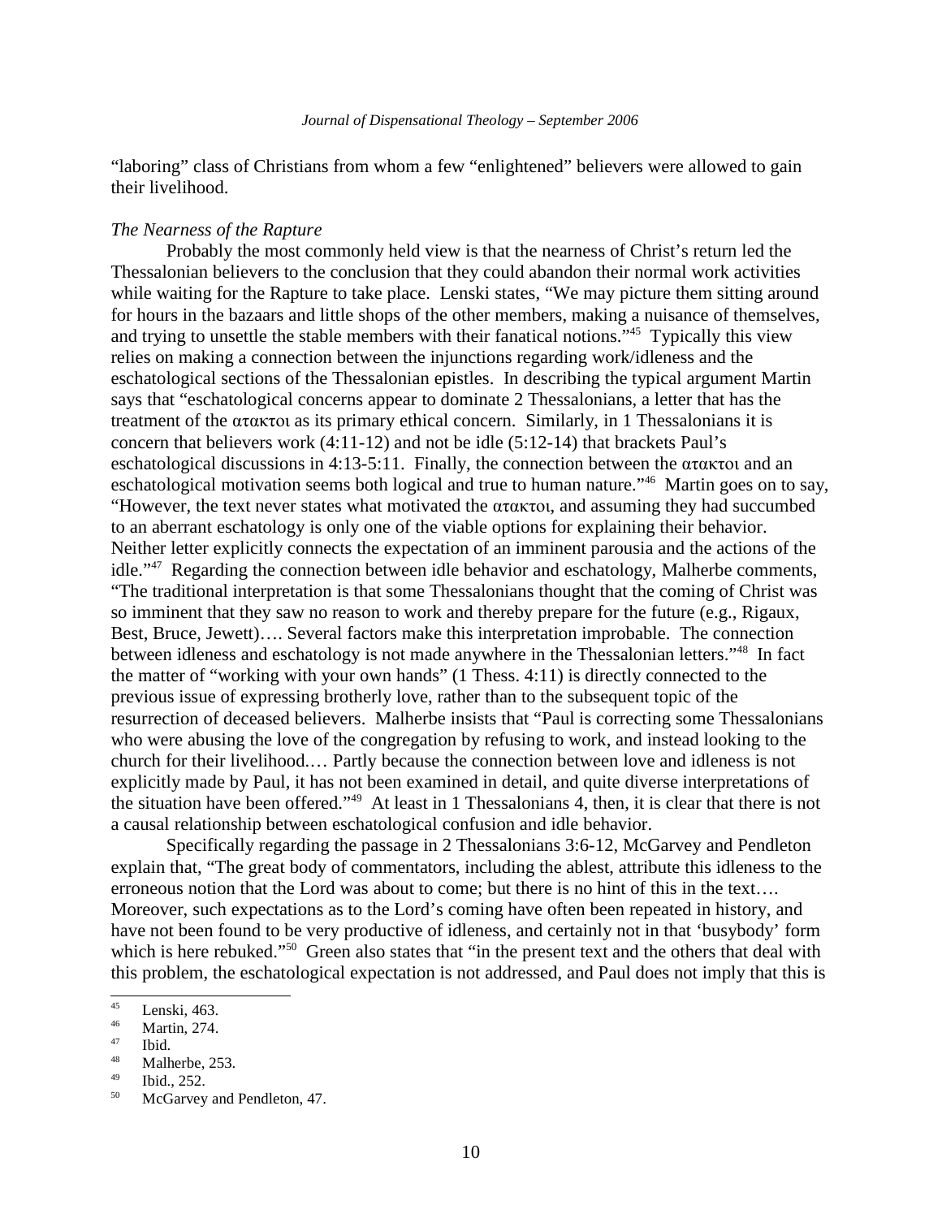"laboring" class of Christians from whom a few "enlightened" believers were allowed to gain their livelihood.

*The Nearness of the Rapture*

Probably the most commonly held view is that the nearness of Christ's return led the Thessalonian believers to the conclusion that they could abandon their normal work activities while waiting for the Rapture to take place. Lenski states, "We may picture them sitting around for hours in the bazaars and little shops of the other members, making a nuisance of themselves, and trying to unsettle the stable members with their fanatical notions."[45] Typically this view relies on making a connection between the injunctions regarding work/idleness and the eschatological sections of the Thessalonian epistles. In describing the typical argument Martin says that "eschatological concerns appear to dominate 2 Thessalonians, a letter that has the treatment of the ατακτοι as its primary ethical concern. Similarly, in 1 Thessalonians it is concern that believers work (4:11-12) and not be idle (5:12-14) that brackets Paul's eschatological discussions in 4:13-5:11. Finally, the connection between the ατακτοι and an eschatological motivation seems both logical and true to human nature."[46] Martin goes on to say, "However, the text never states what motivated the ατακτοι, and assuming they had succumbed to an aberrant eschatology is only one of the viable options for explaining their behavior. Neither letter explicitly connects the expectation of an imminent parousia and the actions of the idle."[47] Regarding the connection between idle behavior and eschatology, Malherbe comments, "The traditional interpretation is that some Thessalonians thought that the coming of Christ was so imminent that they saw no reason to work and thereby prepare for the future (e.g., Rigaux, Best, Bruce, Jewett)…. Several factors make this interpretation improbable. The connection between idleness and eschatology is not made anywhere in the Thessalonian letters."[48] In fact the matter of "working with your own hands" (1 Thess. 4:11) is directly connected to the previous issue of expressing brotherly love, rather than to the subsequent topic of the resurrection of deceased believers. Malherbe insists that "Paul is correcting some Thessalonians who were abusing the love of the congregation by refusing to work, and instead looking to the church for their livelihood.… Partly because the connection between love and idleness is not explicitly made by Paul, it has not been examined in detail, and quite diverse interpretations of the situation have been offered."[49] At least in 1 Thessalonians 4, then, it is clear that there is not a causal relationship between eschatological confusion and idle behavior.

Specifically regarding the passage in 2 Thessalonians 3:6-12, McGarvey and Pendleton explain that, "The great body of commentators, including the ablest, attribute this idleness to the erroneous notion that the Lord was about to come; but there is no hint of this in the text…. Moreover, such expectations as to the Lord's coming have often been repeated in history, and have not been found to be very productive of idleness, and certainly not in that 'busybody' form which is here rebuked."[50] Green also states that "in the present text and the others that deal with this problem, the eschatological expectation is not addressed, and Paul does not imply that this is

---

[45] Lenski, 463.

[46] Martin, 274.

[47] Ibid.

[48] Malherbe, 253.

[49] Ibid., 252.

[50] McGarvey and Pendleton, 47.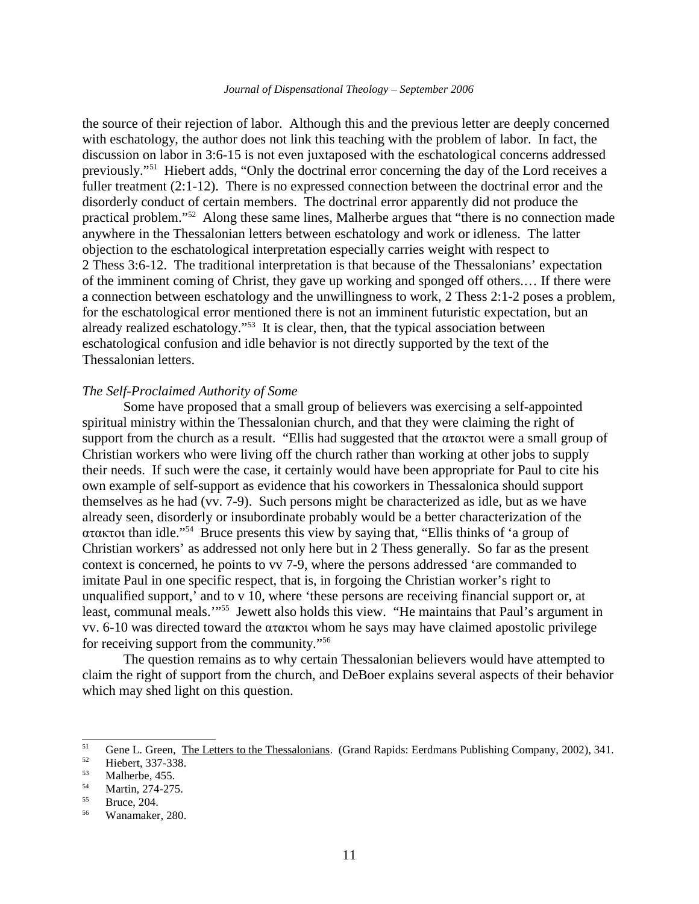the source of their rejection of labor. Although this and the previous letter are deeply concerned with eschatology, the author does not link this teaching with the problem of labor. In fact, the discussion on labor in 3:6-15 is not even juxtaposed with the eschatological concerns addressed previously."[51] Hiebert adds, "Only the doctrinal error concerning the day of the Lord receives a fuller treatment (2:1-12). There is no expressed connection between the doctrinal error and the disorderly conduct of certain members. The doctrinal error apparently did not produce the practical problem."[52] Along these same lines, Malherbe argues that "there is no connection made anywhere in the Thessalonian letters between eschatology and work or idleness. The latter objection to the eschatological interpretation especially carries weight with respect to 2 Thess 3:6-12. The traditional interpretation is that because of the Thessalonians' expectation of the imminent coming of Christ, they gave up working and sponged off others.… If there were a connection between eschatology and the unwillingness to work, 2 Thess 2:1-2 poses a problem, for the eschatological error mentioned there is not an imminent futuristic expectation, but an already realized eschatology."[53] It is clear, then, that the typical association between eschatological confusion and idle behavior is not directly supported by the text of the Thessalonian letters.

*The Self-Proclaimed Authority of Some*

Some have proposed that a small group of believers was exercising a self-appointed spiritual ministry within the Thessalonian church, and that they were claiming the right of support from the church as a result. "Ellis had suggested that the ατακτοι were a small group of Christian workers who were living off the church rather than working at other jobs to supply their needs. If such were the case, it certainly would have been appropriate for Paul to cite his own example of self-support as evidence that his coworkers in Thessalonica should support themselves as he had (vv. 7-9). Such persons might be characterized as idle, but as we have already seen, disorderly or insubordinate probably would be a better characterization of the ατακτοι than idle."[54] Bruce presents this view by saying that, "Ellis thinks of 'a group of Christian workers' as addressed not only here but in 2 Thess generally. So far as the present context is concerned, he points to vv 7-9, where the persons addressed 'are commanded to imitate Paul in one specific respect, that is, in forgoing the Christian worker's right to unqualified support,' and to v 10, where 'these persons are receiving financial support or, at least, communal meals.'"[55] Jewett also holds this view. "He maintains that Paul's argument in vv. 6-10 was directed toward the ατακτοι whom he says may have claimed apostolic privilege for receiving support from the community."[56]

The question remains as to why certain Thessalonian believers would have attempted to claim the right of support from the church, and DeBoer explains several aspects of their behavior which may shed light on this question.

---

[51] Gene L. Green, The Letters to the Thessalonians. (Grand Rapids: Eerdmans Publishing Company, 2002), 341.

[52] Hiebert, 337-338.

[53] Malherbe, 455.

[54] Martin, 274-275.

[55] Bruce, 204.

[56] Wanamaker, 280.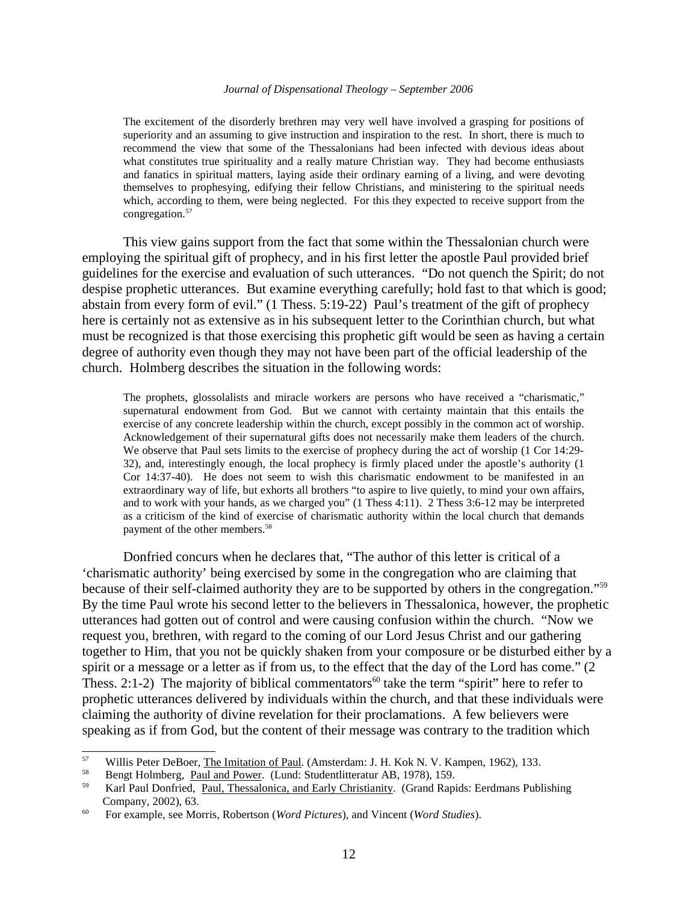> The excitement of the disorderly brethren may very well have involved a grasping for positions of superiority and an assuming to give instruction and inspiration to the rest. In short, there is much to recommend the view that some of the Thessalonians had been infected with devious ideas about what constitutes true spirituality and a really mature Christian way. They had become enthusiasts and fanatics in spiritual matters, laying aside their ordinary earning of a living, and were devoting themselves to prophesying, edifying their fellow Christians, and ministering to the spiritual needs which, according to them, were being neglected. For this they expected to receive support from the congregation.[57]

This view gains support from the fact that some within the Thessalonian church were employing the spiritual gift of prophecy, and in his first letter the apostle Paul provided brief guidelines for the exercise and evaluation of such utterances. "Do not quench the Spirit; do not despise prophetic utterances. But examine everything carefully; hold fast to that which is good; abstain from every form of evil." (1 Thess. 5:19-22) Paul's treatment of the gift of prophecy here is certainly not as extensive as in his subsequent letter to the Corinthian church, but what must be recognized is that those exercising this prophetic gift would be seen as having a certain degree of authority even though they may not have been part of the official leadership of the church. Holmberg describes the situation in the following words:

> The prophets, glossolalists and miracle workers are persons who have received a "charismatic," supernatural endowment from God. But we cannot with certainty maintain that this entails the exercise of any concrete leadership within the church, except possibly in the common act of worship. Acknowledgement of their supernatural gifts does not necessarily make them leaders of the church. We observe that Paul sets limits to the exercise of prophecy during the act of worship (1 Cor 14:29-32), and, interestingly enough, the local prophecy is firmly placed under the apostle's authority (1 Cor 14:37-40). He does not seem to wish this charismatic endowment to be manifested in an extraordinary way of life, but exhorts all brothers "to aspire to live quietly, to mind your own affairs, and to work with your hands, as we charged you" (1 Thess 4:11). 2 Thess 3:6-12 may be interpreted as a criticism of the kind of exercise of charismatic authority within the local church that demands payment of the other members.[58]

Donfried concurs when he declares that, "The author of this letter is critical of a 'charismatic authority' being exercised by some in the congregation who are claiming that because of their self-claimed authority they are to be supported by others in the congregation."[59] By the time Paul wrote his second letter to the believers in Thessalonica, however, the prophetic utterances had gotten out of control and were causing confusion within the church. "Now we request you, brethren, with regard to the coming of our Lord Jesus Christ and our gathering together to Him, that you not be quickly shaken from your composure or be disturbed either by a spirit or a message or a letter as if from us, to the effect that the day of the Lord has come." (2 Thess. 2:1-2) The majority of biblical commentators[60] take the term "spirit" here to refer to prophetic utterances delivered by individuals within the church, and that these individuals were claiming the authority of divine revelation for their proclamations. A few believers were speaking as if from God, but the content of their message was contrary to the tradition which

---

[57] Willis Peter DeBoer, The Imitation of Paul. (Amsterdam: J. H. Kok N. V. Kampen, 1962), 133.

[58] Bengt Holmberg, Paul and Power. (Lund: Studentlitterатur AB, 1978), 159.

[59] Karl Paul Donfried, Paul, Thessalonica, and Early Christianity. (Grand Rapids: Eerdmans Publishing Company, 2002), 63.

[60] For example, see Morris, Robertson (*Word Pictures*), and Vincent (*Word Studies*).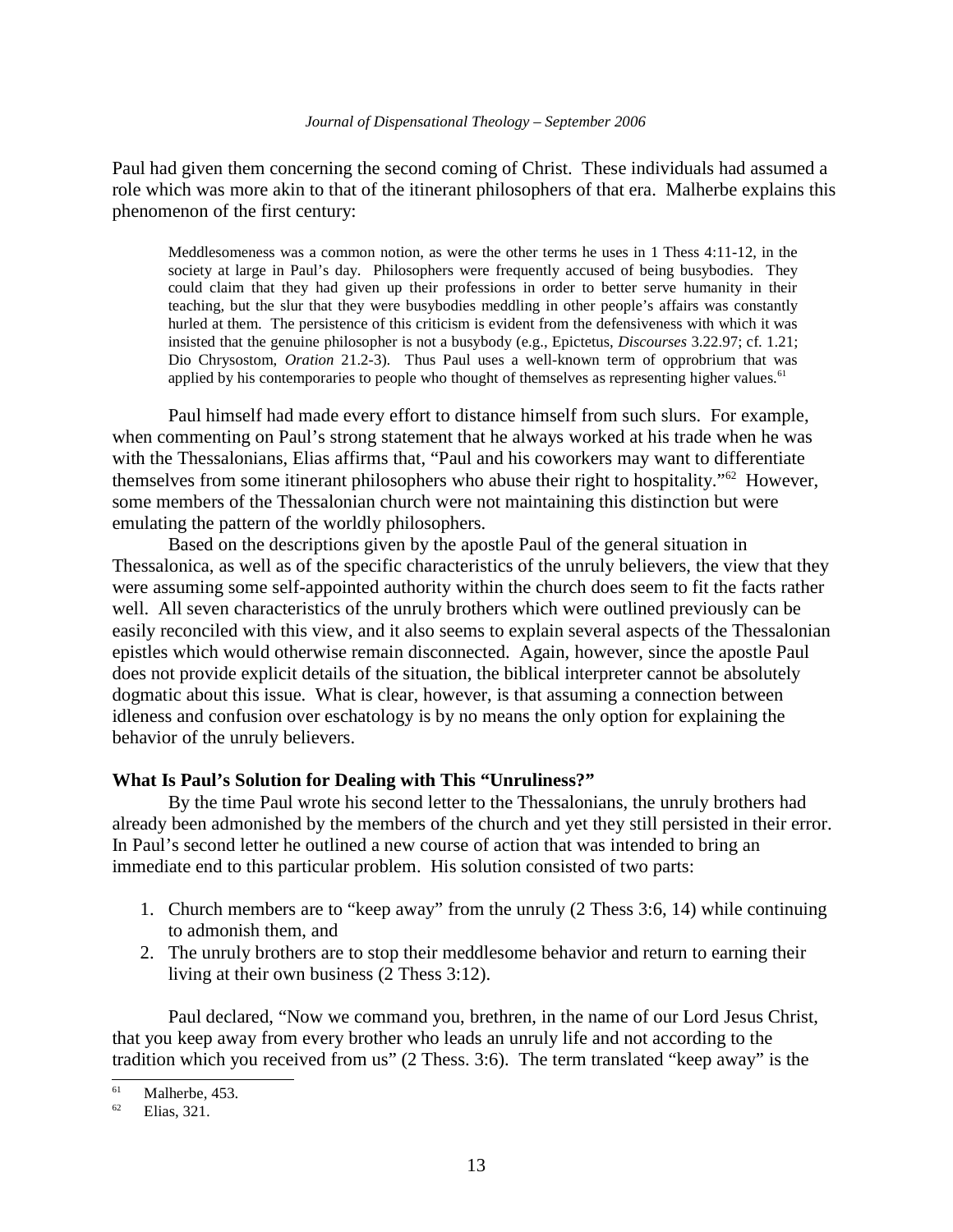Paul had given them concerning the second coming of Christ. These individuals had assumed a role which was more akin to that of the itinerant philosophers of that era. Malherbe explains this phenomenon of the first century:

> Meddlesomeness was a common notion, as were the other terms he uses in 1 Thess 4:11-12, in the society at large in Paul's day. Philosophers were frequently accused of being busybodies. They could claim that they had given up their professions in order to better serve humanity in their teaching, but the slur that they were busybodies meddling in other people's affairs was constantly hurled at them. The persistence of this criticism is evident from the defensiveness with which it was insisted that the genuine philosopher is not a busybody (e.g., Epictetus, *Discourses* 3.22.97; cf. 1.21; Dio Chrysostom, *Oration* 21.2-3). Thus Paul uses a well-known term of opprobrium that was applied by his contemporaries to people who thought of themselves as representing higher values.[61]

Paul himself had made every effort to distance himself from such slurs. For example, when commenting on Paul's strong statement that he always worked at his trade when he was with the Thessalonians, Elias affirms that, "Paul and his coworkers may want to differentiate themselves from some itinerant philosophers who abuse their right to hospitality."[62] However, some members of the Thessalonian church were not maintaining this distinction but were emulating the pattern of the worldly philosophers.

Based on the descriptions given by the apostle Paul of the general situation in Thessalonica, as well as of the specific characteristics of the unruly believers, the view that they were assuming some self-appointed authority within the church does seem to fit the facts rather well. All seven characteristics of the unruly brothers which were outlined previously can be easily reconciled with this view, and it also seems to explain several aspects of the Thessalonian epistles which would otherwise remain disconnected. Again, however, since the apostle Paul does not provide explicit details of the situation, the biblical interpreter cannot be absolutely dogmatic about this issue. What is clear, however, is that assuming a connection between idleness and confusion over eschatology is by no means the only option for explaining the behavior of the unruly believers.

**What Is Paul's Solution for Dealing with This "Unruliness?"**

By the time Paul wrote his second letter to the Thessalonians, the unruly brothers had already been admonished by the members of the church and yet they still persisted in their error. In Paul's second letter he outlined a new course of action that was intended to bring an immediate end to this particular problem. His solution consisted of two parts:

1. Church members are to "keep away" from the unruly (2 Thess 3:6, 14) while continuing to admonish them, and
2. The unruly brothers are to stop their meddlesome behavior and return to earning their living at their own business (2 Thess 3:12).

Paul declared, "Now we command you, brethren, in the name of our Lord Jesus Christ, that you keep away from every brother who leads an unruly life and not according to the tradition which you received from us" (2 Thess. 3:6). The term translated "keep away" is the

---

[61] Malherbe, 453.

[62] Elias, 321.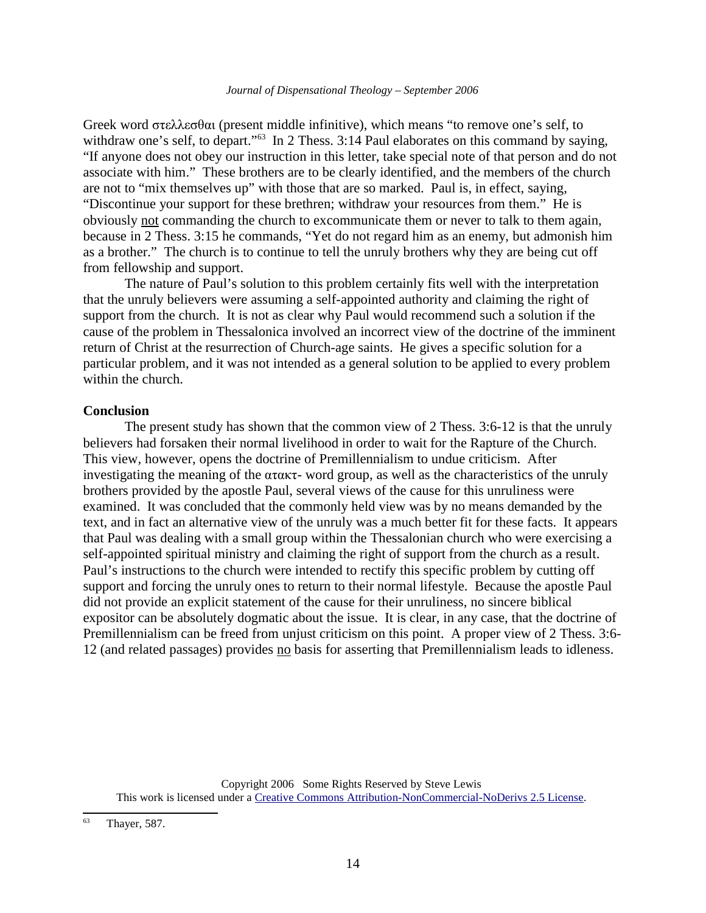Greek word στελλεσθαι (present middle infinitive), which means "to remove one's self, to withdraw one's self, to depart."[63] In 2 Thess. 3:14 Paul elaborates on this command by saying, "If anyone does not obey our instruction in this letter, take special note of that person and do not associate with him." These brothers are to be clearly identified, and the members of the church are not to "mix themselves up" with those that are so marked. Paul is, in effect, saying, "Discontinue your support for these brethren; withdraw your resources from them." He is obviously not commanding the church to excommunicate them or never to talk to them again, because in 2 Thess. 3:15 he commands, "Yet do not regard him as an enemy, but admonish him as a brother." The church is to continue to tell the unruly brothers why they are being cut off from fellowship and support.

The nature of Paul's solution to this problem certainly fits well with the interpretation that the unruly believers were assuming a self-appointed authority and claiming the right of support from the church. It is not as clear why Paul would recommend such a solution if the cause of the problem in Thessalonica involved an incorrect view of the doctrine of the imminent return of Christ at the resurrection of Church-age saints. He gives a specific solution for a particular problem, and it was not intended as a general solution to be applied to every problem within the church.

**Conclusion**

The present study has shown that the common view of 2 Thess. 3:6-12 is that the unruly believers had forsaken their normal livelihood in order to wait for the Rapture of the Church. This view, however, opens the doctrine of Premillennialism to undue criticism. After investigating the meaning of the ατακτ- word group, as well as the characteristics of the unruly brothers provided by the apostle Paul, several views of the cause for this unruliness were examined. It was concluded that the commonly held view was by no means demanded by the text, and in fact an alternative view of the unruly was a much better fit for these facts. It appears that Paul was dealing with a small group within the Thessalonian church who were exercising a self-appointed spiritual ministry and claiming the right of support from the church as a result. Paul's instructions to the church were intended to rectify this specific problem by cutting off support and forcing the unruly ones to return to their normal lifestyle. Because the apostle Paul did not provide an explicit statement of the cause for their unruliness, no sincere biblical expositor can be absolutely dogmatic about the issue. It is clear, in any case, that the doctrine of Premillennialism can be freed from unjust criticism on this point. A proper view of 2 Thess. 3:6-12 (and related passages) provides no basis for asserting that Premillennialism leads to idleness.

Copyright 2006 Some Rights Reserved by Steve Lewis
This work is licensed under a Creative Commons Attribution-NonCommercial-NoDerivs 2.5 License.

[63] Thayer, 587.